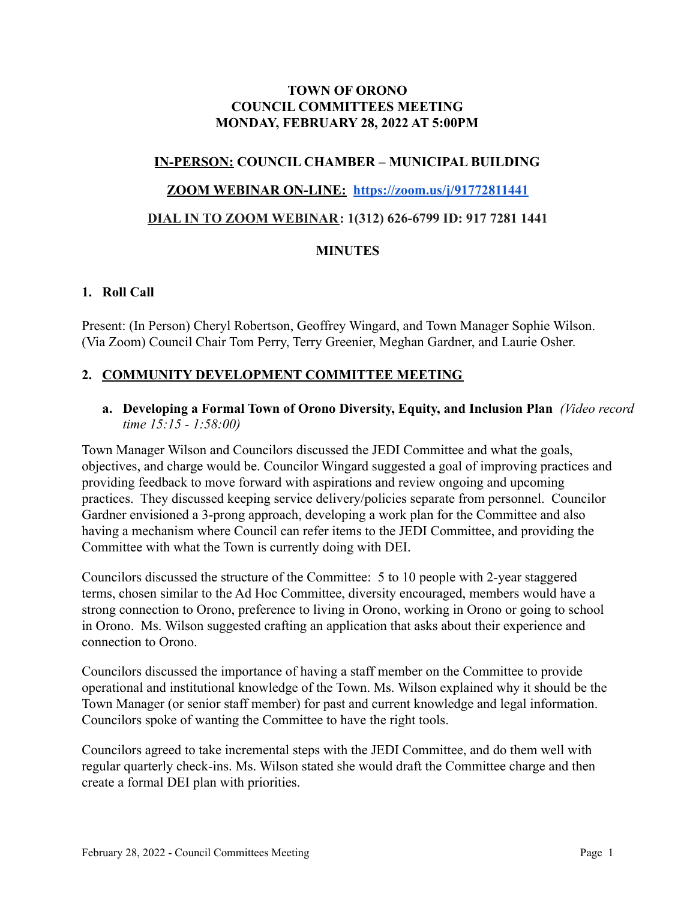# TOWN OF ORONO
# COUNCIL COMMITTEES MEETING
# MONDAY, FEBRUARY 28, 2022 AT 5:00PM

**IN-PERSON: COUNCIL CHAMBER – MUNICIPAL BUILDING**

**ZOOM WEBINAR ON-LINE: [https://zoom.us/j/91772811441](https://zoom.us/j/91772811441)**

**DIAL IN TO ZOOM WEBINAR: 1(312) 626-6799 ID: 917 7281 1441**

## MINUTES

### 1. Roll Call

Present: (In Person) Cheryl Robertson, Geoffrey Wingard, and Town Manager Sophie Wilson. (Via Zoom) Council Chair Tom Perry, Terry Greenier, Meghan Gardner, and Laurie Osher.

### 2. COMMUNITY DEVELOPMENT COMMITTEE MEETING

**a. Developing a Formal Town of Orono Diversity, Equity, and Inclusion Plan** *(Video record time 15:15 - 1:58:00)*

Town Manager Wilson and Councilors discussed the JEDI Committee and what the goals, objectives, and charge would be. Councilor Wingard suggested a goal of improving practices and providing feedback to move forward with aspirations and review ongoing and upcoming practices. They discussed keeping service delivery/policies separate from personnel. Councilor Gardner envisioned a 3-prong approach, developing a work plan for the Committee and also having a mechanism where Council can refer items to the JEDI Committee, and providing the Committee with what the Town is currently doing with DEI.

Councilors discussed the structure of the Committee: 5 to 10 people with 2-year staggered terms, chosen similar to the Ad Hoc Committee, diversity encouraged, members would have a strong connection to Orono, preference to living in Orono, working in Orono or going to school in Orono. Ms. Wilson suggested crafting an application that asks about their experience and connection to Orono.

Councilors discussed the importance of having a staff member on the Committee to provide operational and institutional knowledge of the Town. Ms. Wilson explained why it should be the Town Manager (or senior staff member) for past and current knowledge and legal information. Councilors spoke of wanting the Committee to have the right tools.

Councilors agreed to take incremental steps with the JEDI Committee, and do them well with regular quarterly check-ins. Ms. Wilson stated she would draft the Committee charge and then create a formal DEI plan with priorities.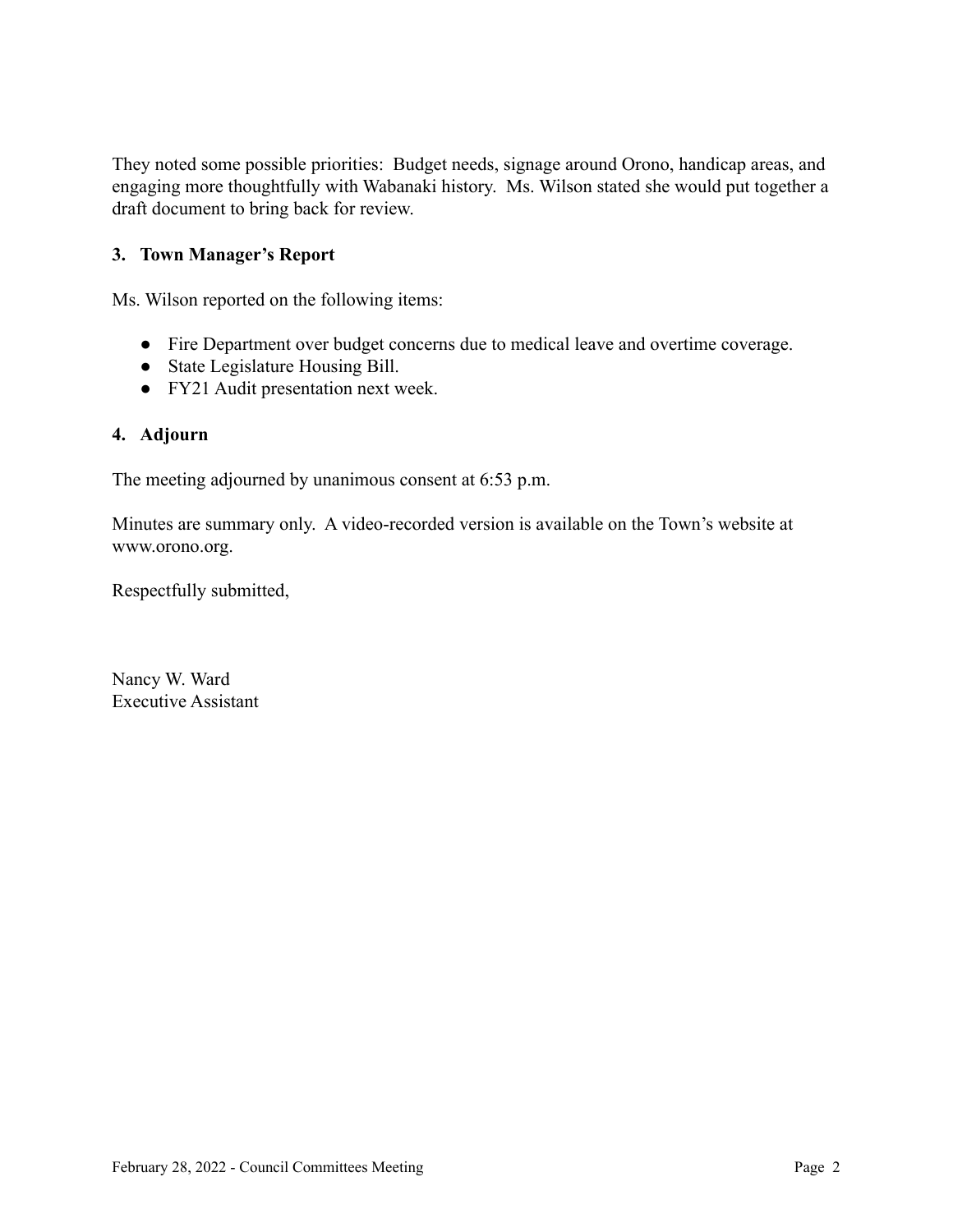They noted some possible priorities:  Budget needs, signage around Orono, handicap areas, and engaging more thoughtfully with Wabanaki history.  Ms. Wilson stated she would put together a draft document to bring back for review.

### 3. Town Manager's Report

Ms. Wilson reported on the following items:

- Fire Department over budget concerns due to medical leave and overtime coverage.
- State Legislature Housing Bill.
- FY21 Audit presentation next week.

### 4. Adjourn

The meeting adjourned by unanimous consent at 6:53 p.m.

Minutes are summary only.  A video-recorded version is available on the Town's website at www.orono.org.

Respectfully submitted,

Nancy W. Ward
Executive Assistant